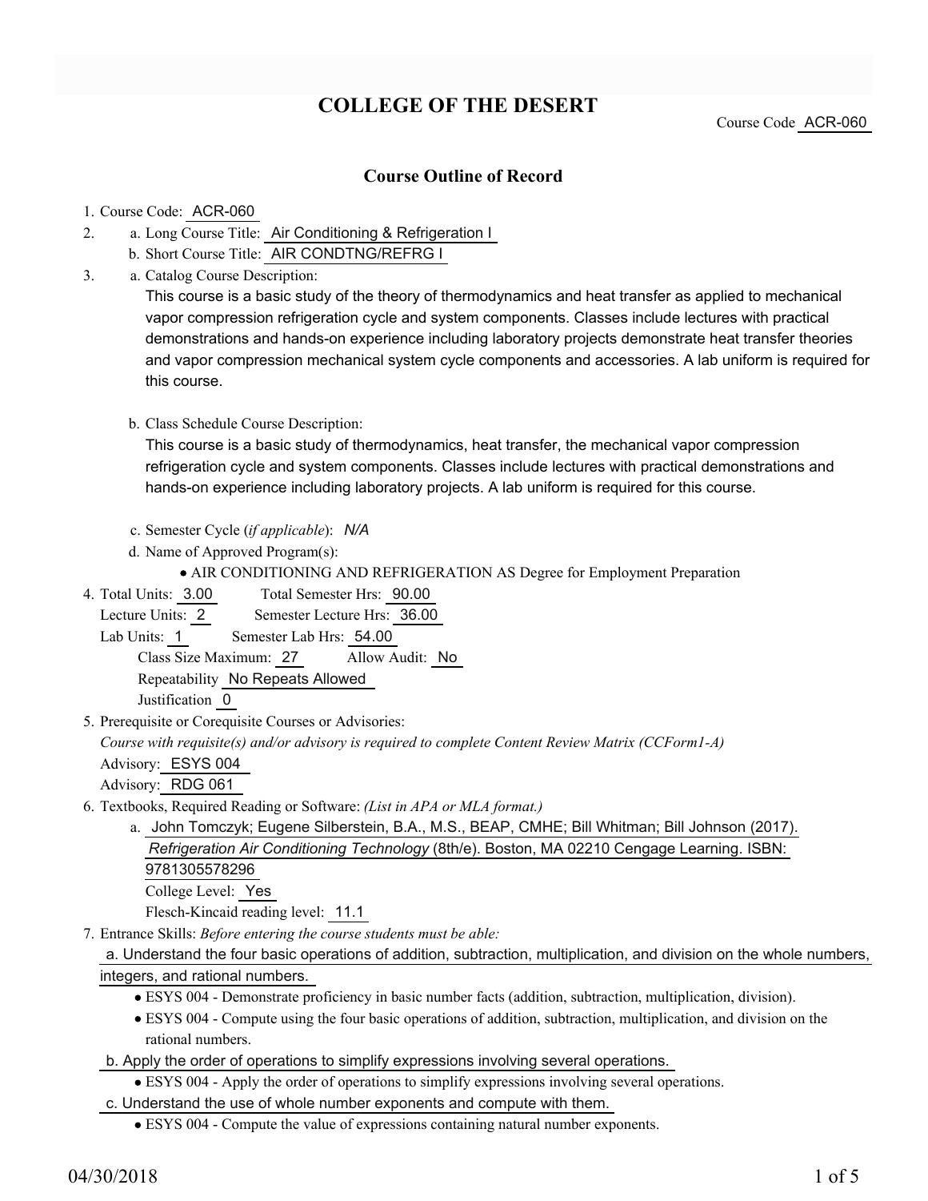# COLLEGE OF THE DESERT

Course Code ACR-060

## Course Outline of Record

1. Course Code: ACR-060
2. a. Long Course Title: Air Conditioning & Refrigeration I
   b. Short Course Title: AIR CONDTNG/REFRG I
3. a. Catalog Course Description:

   This course is a basic study of the theory of thermodynamics and heat transfer as applied to mechanical vapor compression refrigeration cycle and system components. Classes include lectures with practical demonstrations and hands-on experience including laboratory projects demonstrate heat transfer theories and vapor compression mechanical system cycle components and accessories. A lab uniform is required for this course.

   b. Class Schedule Course Description:

   This course is a basic study of thermodynamics, heat transfer, the mechanical vapor compression refrigeration cycle and system components. Classes include lectures with practical demonstrations and hands-on experience including laboratory projects. A lab uniform is required for this course.

   c. Semester Cycle (*if applicable*): *N/A*

   d. Name of Approved Program(s):

   - AIR CONDITIONING AND REFRIGERATION AS Degree for Employment Preparation

4. Total Units: 3.00 Total Semester Hrs: 90.00
   Lecture Units: 2 Semester Lecture Hrs: 36.00
   Lab Units: 1 Semester Lab Hrs: 54.00
   Class Size Maximum: 27 Allow Audit: No
   Repeatability No Repeats Allowed
   Justification 0
5. Prerequisite or Corequisite Courses or Advisories:
   *Course with requisite(s) and/or advisory is required to complete Content Review Matrix (CCForm1-A)*
   Advisory: ESYS 004
   Advisory: RDG 061
6. Textbooks, Required Reading or Software: *(List in APA or MLA format.)*
   a. John Tomczyk; Eugene Silberstein, B.A., M.S., BEAP, CMHE; Bill Whitman; Bill Johnson (2017). *Refrigeration Air Conditioning Technology* (8th/e). Boston, MA 02210 Cengage Learning. ISBN: 9781305578296
   College Level: Yes
   Flesch-Kincaid reading level: 11.1
7. Entrance Skills: *Before entering the course students must be able:*

   a. Understand the four basic operations of addition, subtraction, multiplication, and division on the whole numbers, integers, and rational numbers.

   - ESYS 004 - Demonstrate proficiency in basic number facts (addition, subtraction, multiplication, division).
   - ESYS 004 - Compute using the four basic operations of addition, subtraction, multiplication, and division on the rational numbers.

   b. Apply the order of operations to simplify expressions involving several operations.

   - ESYS 004 - Apply the order of operations to simplify expressions involving several operations.

   c. Understand the use of whole number exponents and compute with them.

   - ESYS 004 - Compute the value of expressions containing natural number exponents.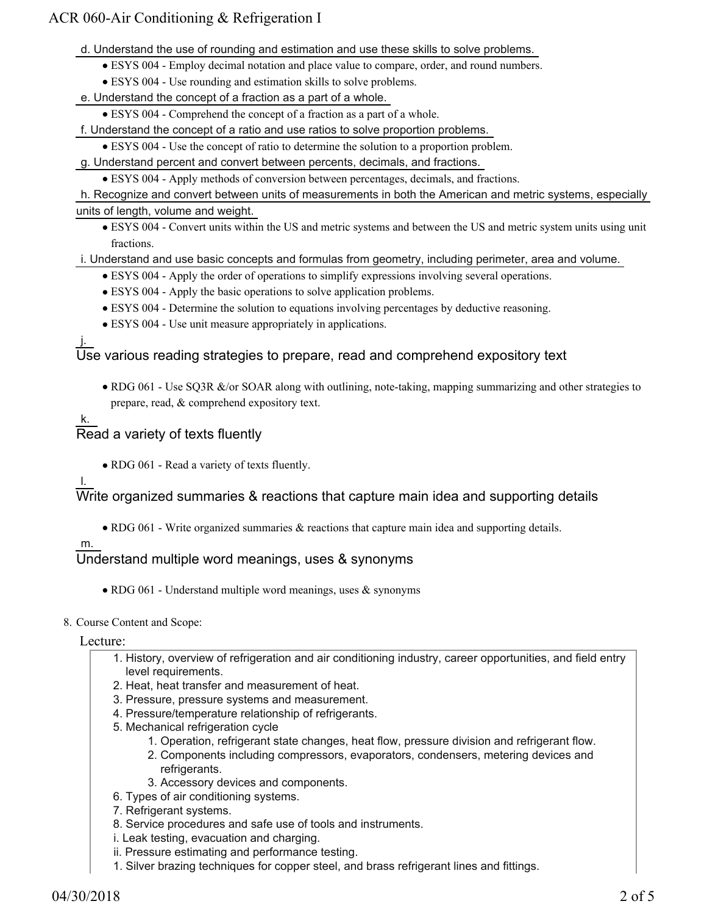d. Understand the use of rounding and estimation and use these skills to solve problems.

- ESYS 004 - Employ decimal notation and place value to compare, order, and round numbers.
- ESYS 004 - Use rounding and estimation skills to solve problems.

e. Understand the concept of a fraction as a part of a whole.

- ESYS 004 - Comprehend the concept of a fraction as a part of a whole.

f. Understand the concept of a ratio and use ratios to solve proportion problems.

- ESYS 004 - Use the concept of ratio to determine the solution to a proportion problem.

g. Understand percent and convert between percents, decimals, and fractions.

- ESYS 004 - Apply methods of conversion between percentages, decimals, and fractions.

h. Recognize and convert between units of measurements in both the American and metric systems, especially units of length, volume and weight.

- ESYS 004 - Convert units within the US and metric systems and between the US and metric system units using unit fractions.

i. Understand and use basic concepts and formulas from geometry, including perimeter, area and volume.

- ESYS 004 - Apply the order of operations to simplify expressions involving several operations.
- ESYS 004 - Apply the basic operations to solve application problems.
- ESYS 004 - Determine the solution to equations involving percentages by deductive reasoning.
- ESYS 004 - Use unit measure appropriately in applications.

j.

Use various reading strategies to prepare, read and comprehend expository text

- RDG 061 - Use SQ3R &/or SOAR along with outlining, note-taking, mapping summarizing and other strategies to prepare, read, & comprehend expository text.

k.

Read a variety of texts fluently

- RDG 061 - Read a variety of texts fluently.

l.

Write organized summaries & reactions that capture main idea and supporting details

- RDG 061 - Write organized summaries & reactions that capture main idea and supporting details.

m.

Understand multiple word meanings, uses & synonyms

- RDG 061 - Understand multiple word meanings, uses & synonyms

8. Course Content and Scope:

Lecture:

1. History, overview of refrigeration and air conditioning industry, career opportunities, and field entry level requirements.
2. Heat, heat transfer and measurement of heat.
3. Pressure, pressure systems and measurement.
4. Pressure/temperature relationship of refrigerants.
5. Mechanical refrigeration cycle
    1. Operation, refrigerant state changes, heat flow, pressure division and refrigerant flow.
    2. Components including compressors, evaporators, condensers, metering devices and refrigerants.
    3. Accessory devices and components.
6. Types of air conditioning systems.
7. Refrigerant systems.
8. Service procedures and safe use of tools and instruments.

i. Leak testing, evacuation and charging.

ii. Pressure estimating and performance testing.

1. Silver brazing techniques for copper steel, and brass refrigerant lines and fittings.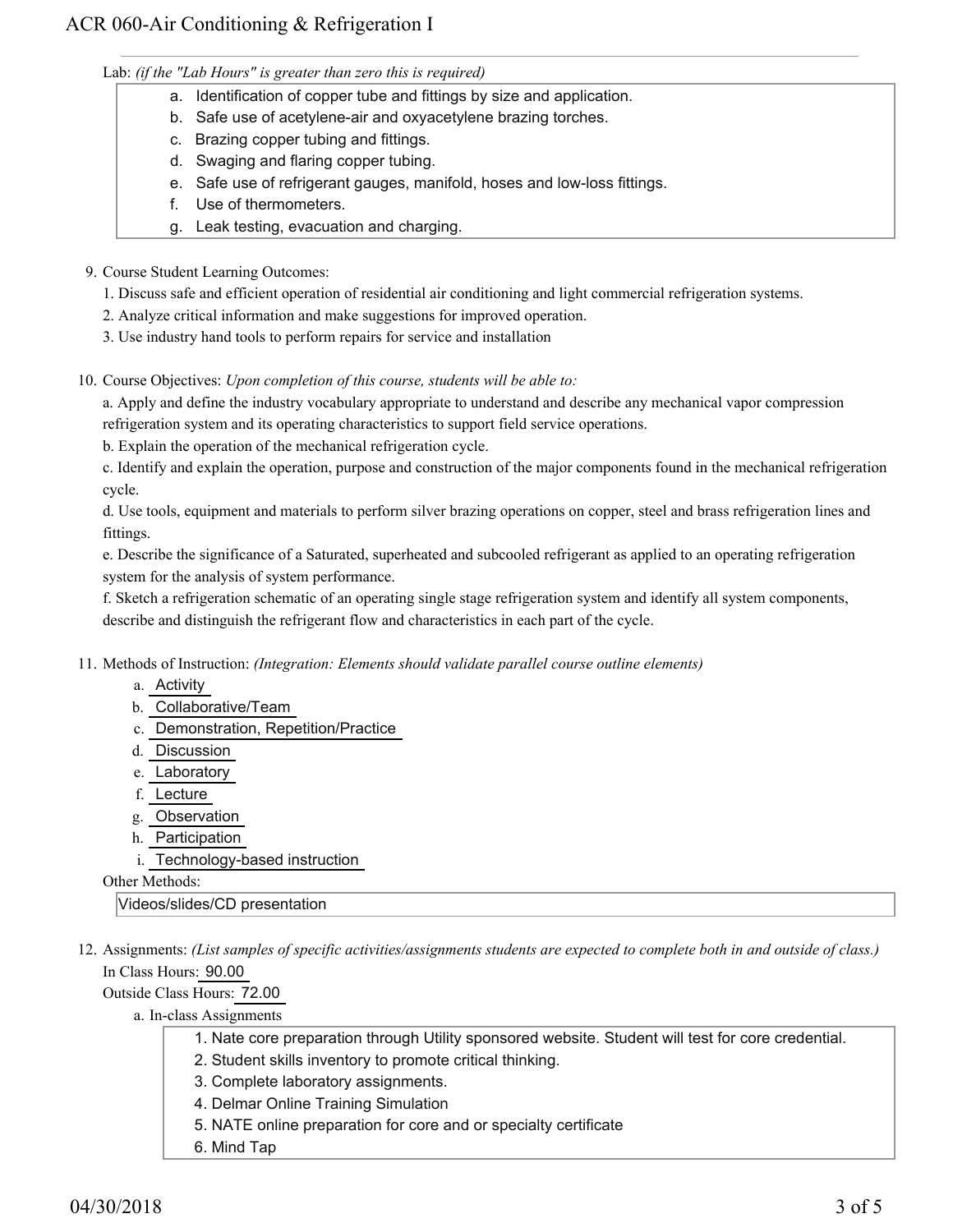Lab: *(if the "Lab Hours" is greater than zero this is required)*

a. Identification of copper tube and fittings by size and application.
b. Safe use of acetylene-air and oxyacetylene brazing torches.
c. Brazing copper tubing and fittings.
d. Swaging and flaring copper tubing.
e. Safe use of refrigerant gauges, manifold, hoses and low-loss fittings.
f. Use of thermometers.
g. Leak testing, evacuation and charging.

9. Course Student Learning Outcomes:

1. Discuss safe and efficient operation of residential air conditioning and light commercial refrigeration systems.
2. Analyze critical information and make suggestions for improved operation.
3. Use industry hand tools to perform repairs for service and installation

10. Course Objectives: *Upon completion of this course, students will be able to:*

a. Apply and define the industry vocabulary appropriate to understand and describe any mechanical vapor compression refrigeration system and its operating characteristics to support field service operations.

b. Explain the operation of the mechanical refrigeration cycle.

c. Identify and explain the operation, purpose and construction of the major components found in the mechanical refrigeration cycle.

d. Use tools, equipment and materials to perform silver brazing operations on copper, steel and brass refrigeration lines and fittings.

e. Describe the significance of a Saturated, superheated and subcooled refrigerant as applied to an operating refrigeration system for the analysis of system performance.

f. Sketch a refrigeration schematic of an operating single stage refrigeration system and identify all system components, describe and distinguish the refrigerant flow and characteristics in each part of the cycle.

11. Methods of Instruction: *(Integration: Elements should validate parallel course outline elements)*

a. Activity
b. Collaborative/Team
c. Demonstration, Repetition/Practice
d. Discussion
e. Laboratory
f. Lecture
g. Observation
h. Participation
i. Technology-based instruction

Other Methods:

Videos/slides/CD presentation

12. Assignments: *(List samples of specific activities/assignments students are expected to complete both in and outside of class.)*

In Class Hours: 90.00

Outside Class Hours: 72.00

a. In-class Assignments

1. Nate core preparation through Utility sponsored website. Student will test for core credential.
2. Student skills inventory to promote critical thinking.
3. Complete laboratory assignments.
4. Delmar Online Training Simulation
5. NATE online preparation for core and or specialty certificate
6. Mind Tap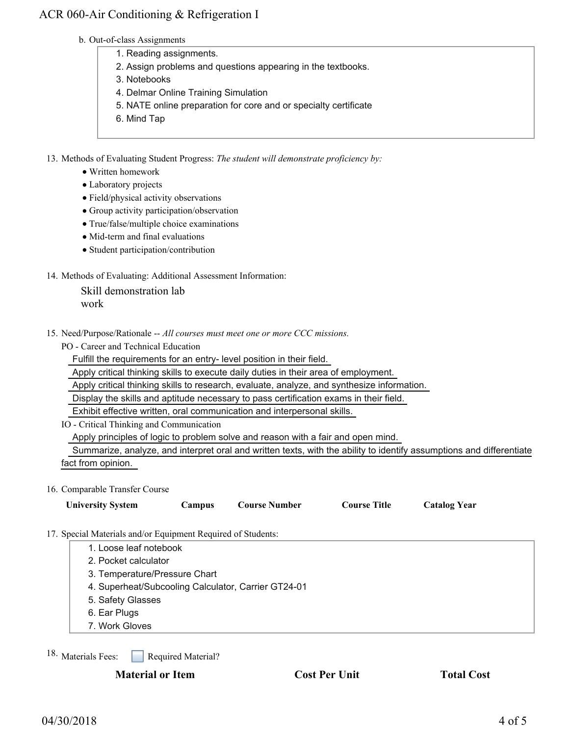b. Out-of-class Assignments

1. Reading assignments.
2. Assign problems and questions appearing in the textbooks.
3. Notebooks
4. Delmar Online Training Simulation
5. NATE online preparation for core and or specialty certificate
6. Mind Tap

13. Methods of Evaluating Student Progress: *The student will demonstrate proficiency by:*
    - Written homework
    - Laboratory projects
    - Field/physical activity observations
    - Group activity participation/observation
    - True/false/multiple choice examinations
    - Mid-term and final evaluations
    - Student participation/contribution

14. Methods of Evaluating: Additional Assessment Information:

    Skill demonstration lab work

15. Need/Purpose/Rationale -- *All courses must meet one or more CCC missions.*

    PO - Career and Technical Education

    Fulfill the requirements for an entry- level position in their field.

    Apply critical thinking skills to execute daily duties in their area of employment.

    Apply critical thinking skills to research, evaluate, analyze, and synthesize information.

    Display the skills and aptitude necessary to pass certification exams in their field.

    Exhibit effective written, oral communication and interpersonal skills.

    IO - Critical Thinking and Communication

    Apply principles of logic to problem solve and reason with a fair and open mind.

    Summarize, analyze, and interpret oral and written texts, with the ability to identify assumptions and differentiate fact from opinion.

16. Comparable Transfer Course

| University System | Campus | Course Number | Course Title | Catalog Year |
|---|---|---|---|---|

17. Special Materials and/or Equipment Required of Students:

1. Loose leaf notebook
2. Pocket calculator
3. Temperature/Pressure Chart
4. Superheat/Subcooling Calculator, Carrier GT24-01
5. Safety Glasses
6. Ear Plugs
7. Work Gloves

18. Materials Fees: ☐ Required Material?

| Material or Item | Cost Per Unit | Total Cost |
|---|---|---|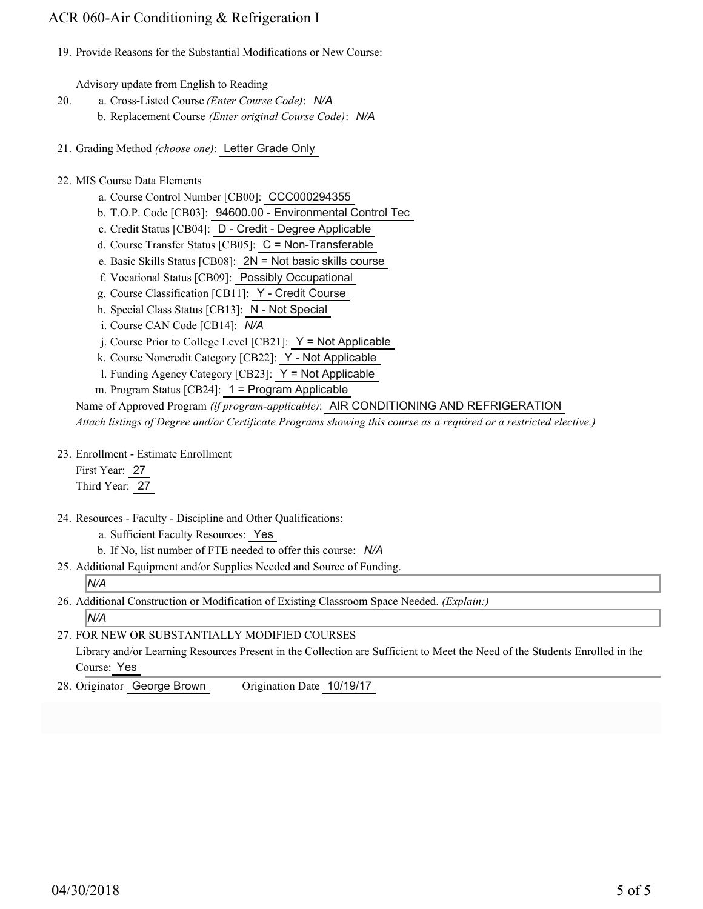19. Provide Reasons for the Substantial Modifications or New Course:

    Advisory update from English to Reading

20. a. Cross-Listed Course *(Enter Course Code)*: *N/A*
    b. Replacement Course *(Enter original Course Code)*: *N/A*

21. Grading Method *(choose one)*: Letter Grade Only

22. MIS Course Data Elements
    a. Course Control Number [CB00]: CCC000294355
    b. T.O.P. Code [CB03]: 94600.00 - Environmental Control Tec
    c. Credit Status [CB04]: D - Credit - Degree Applicable
    d. Course Transfer Status [CB05]: C = Non-Transferable
    e. Basic Skills Status [CB08]: 2N = Not basic skills course
    f. Vocational Status [CB09]: Possibly Occupational
    g. Course Classification [CB11]: Y - Credit Course
    h. Special Class Status [CB13]: N - Not Special
    i. Course CAN Code [CB14]: *N/A*
    j. Course Prior to College Level [CB21]: Y = Not Applicable
    k. Course Noncredit Category [CB22]: Y - Not Applicable
    l. Funding Agency Category [CB23]: Y = Not Applicable
    m. Program Status [CB24]: 1 = Program Applicable

    Name of Approved Program *(if program-applicable)*: AIR CONDITIONING AND REFRIGERATION

    *Attach listings of Degree and/or Certificate Programs showing this course as a required or a restricted elective.)*

23. Enrollment - Estimate Enrollment
    First Year: 27
    Third Year: 27

24. Resources - Faculty - Discipline and Other Qualifications:
    a. Sufficient Faculty Resources: Yes
    b. If No, list number of FTE needed to offer this course: *N/A*

25. Additional Equipment and/or Supplies Needed and Source of Funding.

    *N/A*

26. Additional Construction or Modification of Existing Classroom Space Needed. *(Explain:)*

    *N/A*

27. FOR NEW OR SUBSTANTIALLY MODIFIED COURSES

    Library and/or Learning Resources Present in the Collection are Sufficient to Meet the Need of the Students Enrolled in the Course: Yes

28. Originator George Brown Origination Date 10/19/17